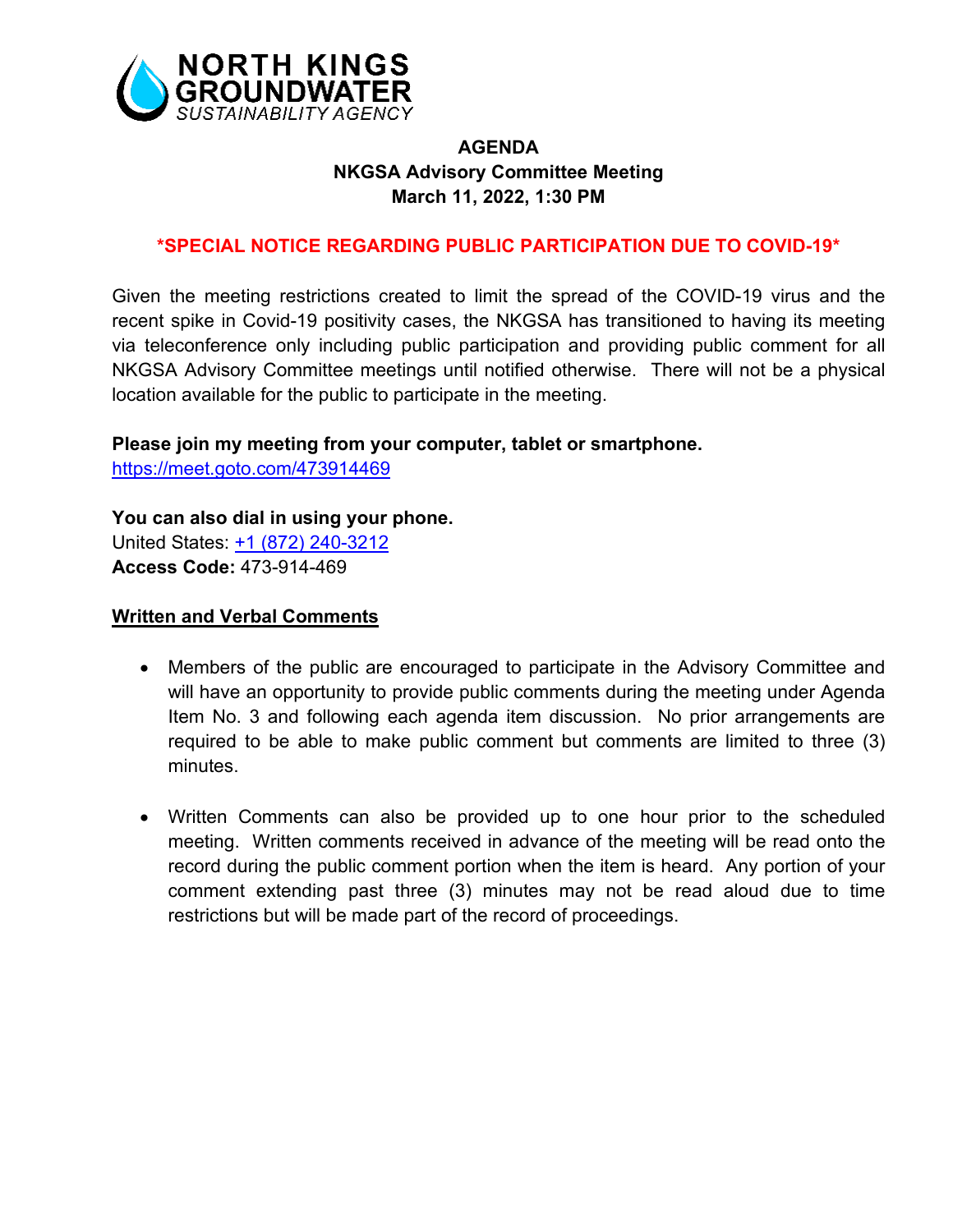**NORTH KINGS GROUNDWATER**
*SUSTAINABILITY AGENCY*

# AGENDA
## NKGSA Advisory Committee Meeting
## March 11, 2022, 1:30 PM

**\*SPECIAL NOTICE REGARDING PUBLIC PARTICIPATION DUE TO COVID-19\***

Given the meeting restrictions created to limit the spread of the COVID-19 virus and the recent spike in Covid-19 positivity cases, the NKGSA has transitioned to having its meeting via teleconference only including public participation and providing public comment for all NKGSA Advisory Committee meetings until notified otherwise. There will not be a physical location available for the public to participate in the meeting.

**Please join my meeting from your computer, tablet or smartphone.**
https://meet.goto.com/473914469

**You can also dial in using your phone.**
United States: +1 (872) 240-3212
**Access Code:** 473-914-469

**Written and Verbal Comments**

- Members of the public are encouraged to participate in the Advisory Committee and will have an opportunity to provide public comments during the meeting under Agenda Item No. 3 and following each agenda item discussion. No prior arrangements are required to be able to make public comment but comments are limited to three (3) minutes.

- Written Comments can also be provided up to one hour prior to the scheduled meeting. Written comments received in advance of the meeting will be read onto the record during the public comment portion when the item is heard. Any portion of your comment extending past three (3) minutes may not be read aloud due to time restrictions but will be made part of the record of proceedings.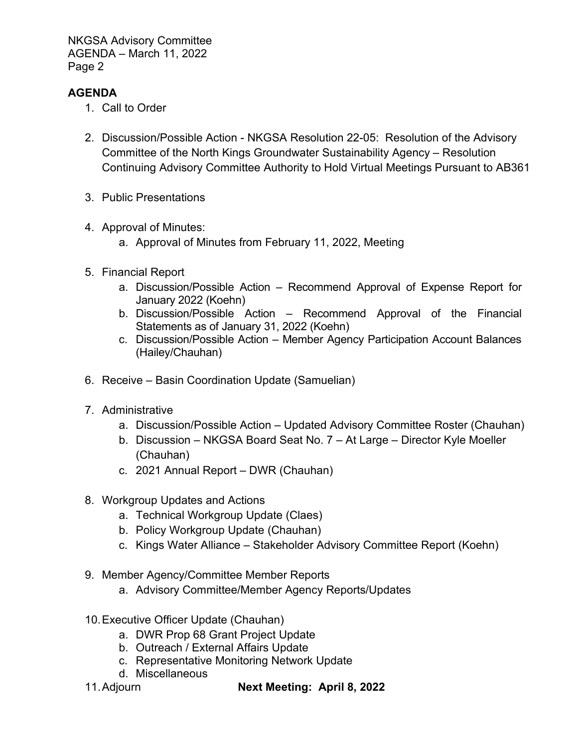## AGENDA

1. Call to Order

2. Discussion/Possible Action - NKGSA Resolution 22-05: Resolution of the Advisory Committee of the North Kings Groundwater Sustainability Agency – Resolution Continuing Advisory Committee Authority to Hold Virtual Meetings Pursuant to AB361

3. Public Presentations

4. Approval of Minutes:
   a. Approval of Minutes from February 11, 2022, Meeting

5. Financial Report
   a. Discussion/Possible Action – Recommend Approval of Expense Report for January 2022 (Koehn)
   b. Discussion/Possible Action – Recommend Approval of the Financial Statements as of January 31, 2022 (Koehn)
   c. Discussion/Possible Action – Member Agency Participation Account Balances (Hailey/Chauhan)

6. Receive – Basin Coordination Update (Samuelian)

7. Administrative
   a. Discussion/Possible Action – Updated Advisory Committee Roster (Chauhan)
   b. Discussion – NKGSA Board Seat No. 7 – At Large – Director Kyle Moeller (Chauhan)
   c. 2021 Annual Report – DWR (Chauhan)

8. Workgroup Updates and Actions
   a. Technical Workgroup Update (Claes)
   b. Policy Workgroup Update (Chauhan)
   c. Kings Water Alliance – Stakeholder Advisory Committee Report (Koehn)

9. Member Agency/Committee Member Reports
   a. Advisory Committee/Member Agency Reports/Updates

10. Executive Officer Update (Chauhan)
    a. DWR Prop 68 Grant Project Update
    b. Outreach / External Affairs Update
    c. Representative Monitoring Network Update
    d. Miscellaneous

11. Adjourn **Next Meeting: April 8, 2022**